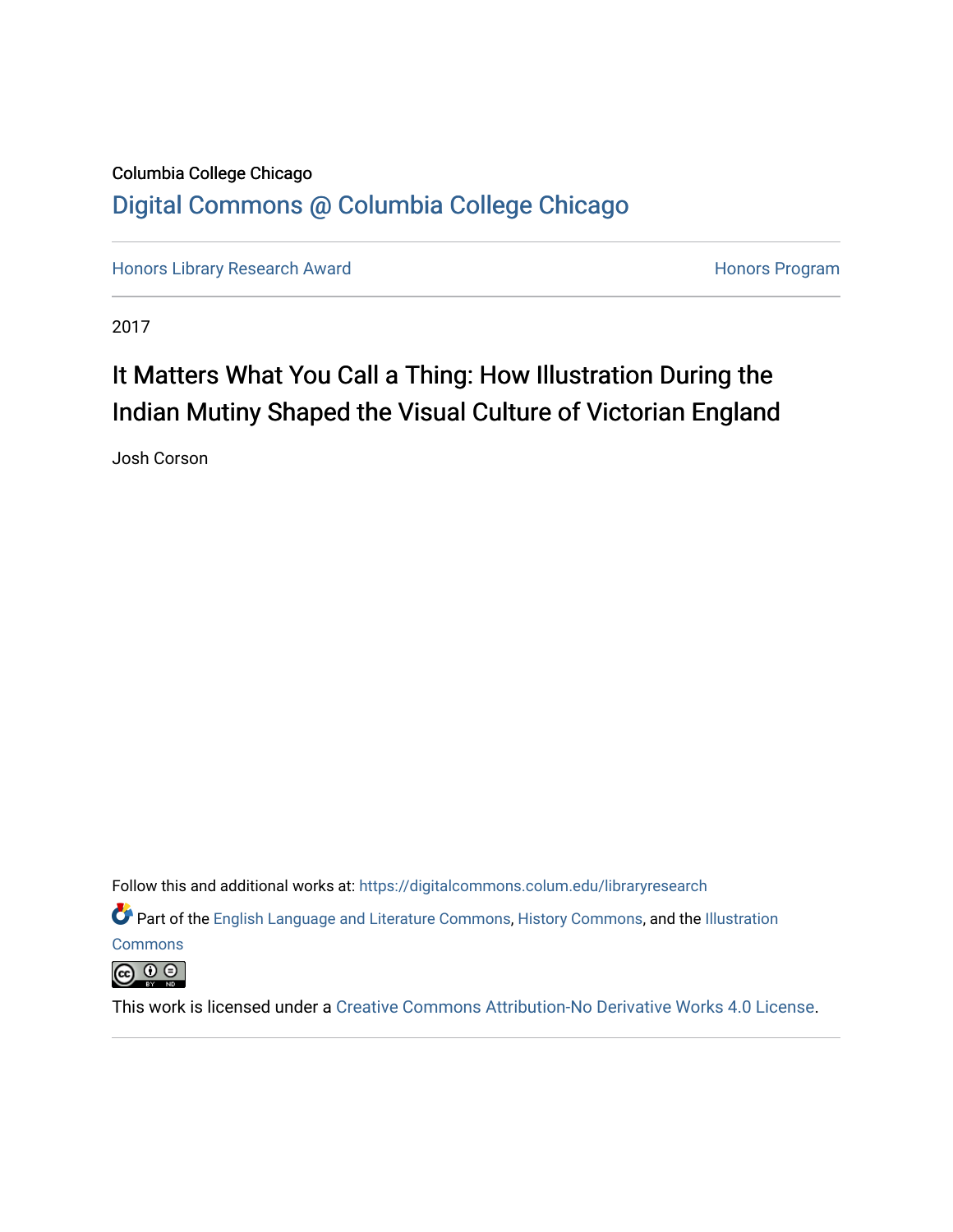Columbia College Chicago

Digital Commons @ Columbia College Chicago

Honors Library Research Award | Honors Program

2017

# It Matters What You Call a Thing: How Illustration During the Indian Mutiny Shaped the Visual Culture of Victorian England

Josh Corson

Follow this and additional works at: https://digitalcommons.colum.edu/libraryresearch

Part of the English Language and Literature Commons, History Commons, and the Illustration Commons

This work is licensed under a Creative Commons Attribution-No Derivative Works 4.0 License.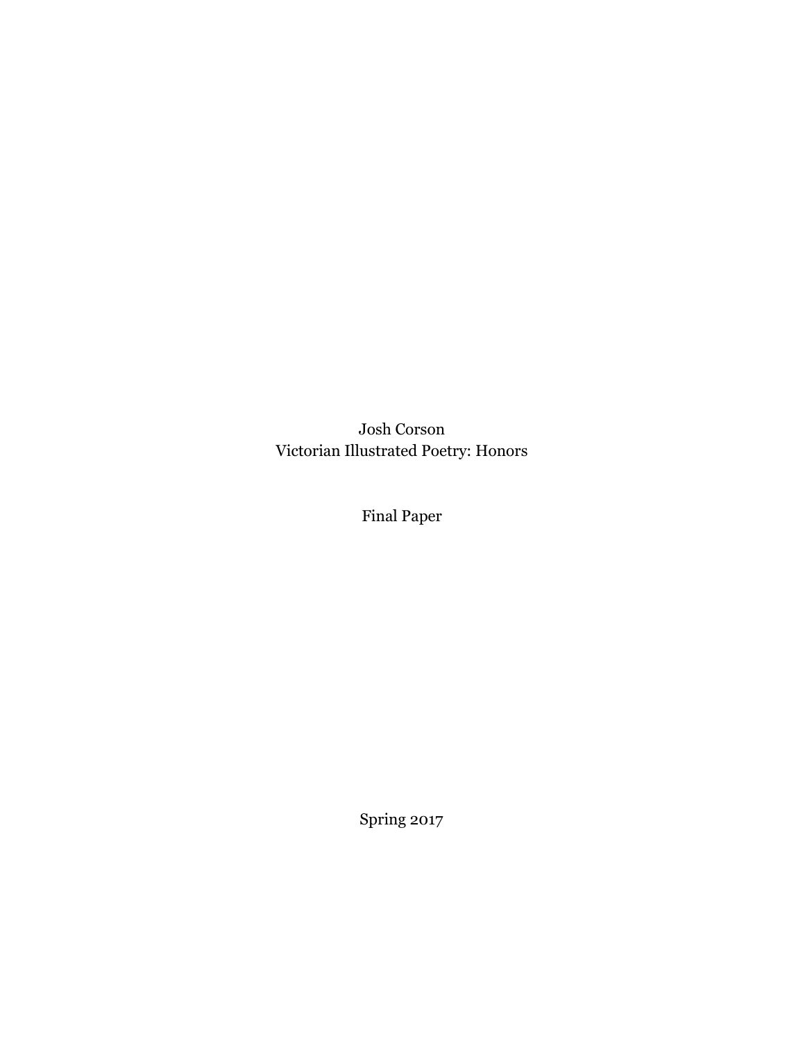Josh Corson
Victorian Illustrated Poetry: Honors

Final Paper

Spring 2017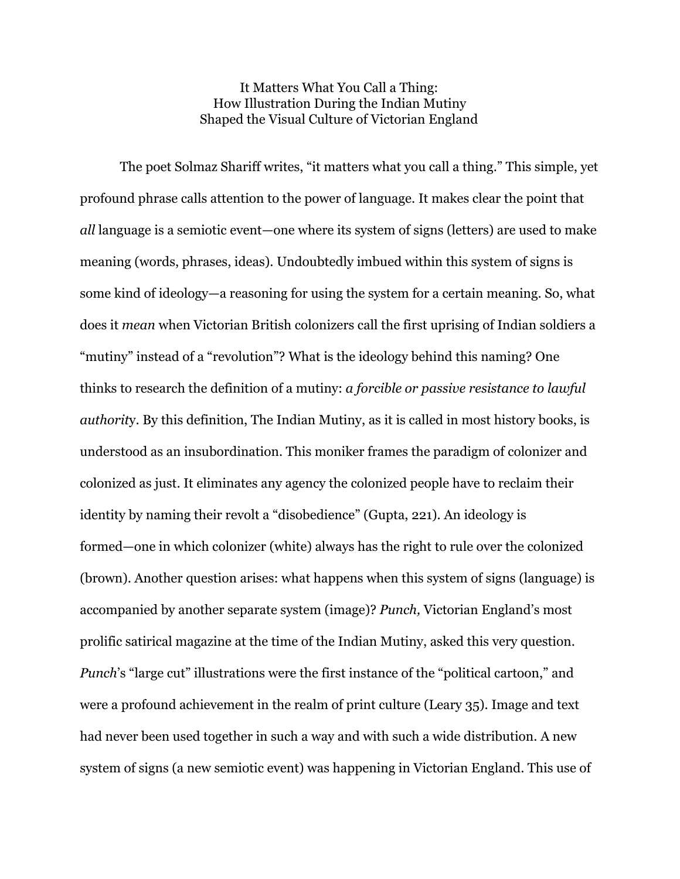# It Matters What You Call a Thing: How Illustration During the Indian Mutiny Shaped the Visual Culture of Victorian England

The poet Solmaz Shariff writes, "it matters what you call a thing." This simple, yet profound phrase calls attention to the power of language. It makes clear the point that *all* language is a semiotic event—one where its system of signs (letters) are used to make meaning (words, phrases, ideas). Undoubtedly imbued within this system of signs is some kind of ideology—a reasoning for using the system for a certain meaning. So, what does it *mean* when Victorian British colonizers call the first uprising of Indian soldiers a "mutiny" instead of a "revolution"? What is the ideology behind this naming? One thinks to research the definition of a mutiny: *a forcible or passive resistance to lawful authority*. By this definition, The Indian Mutiny, as it is called in most history books, is understood as an insubordination. This moniker frames the paradigm of colonizer and colonized as just. It eliminates any agency the colonized people have to reclaim their identity by naming their revolt a "disobedience" (Gupta, 221). An ideology is formed—one in which colonizer (white) always has the right to rule over the colonized (brown). Another question arises: what happens when this system of signs (language) is accompanied by another separate system (image)? *Punch,* Victorian England's most prolific satirical magazine at the time of the Indian Mutiny, asked this very question. *Punch*'s "large cut" illustrations were the first instance of the "political cartoon," and were a profound achievement in the realm of print culture (Leary 35). Image and text had never been used together in such a way and with such a wide distribution. A new system of signs (a new semiotic event) was happening in Victorian England. This use of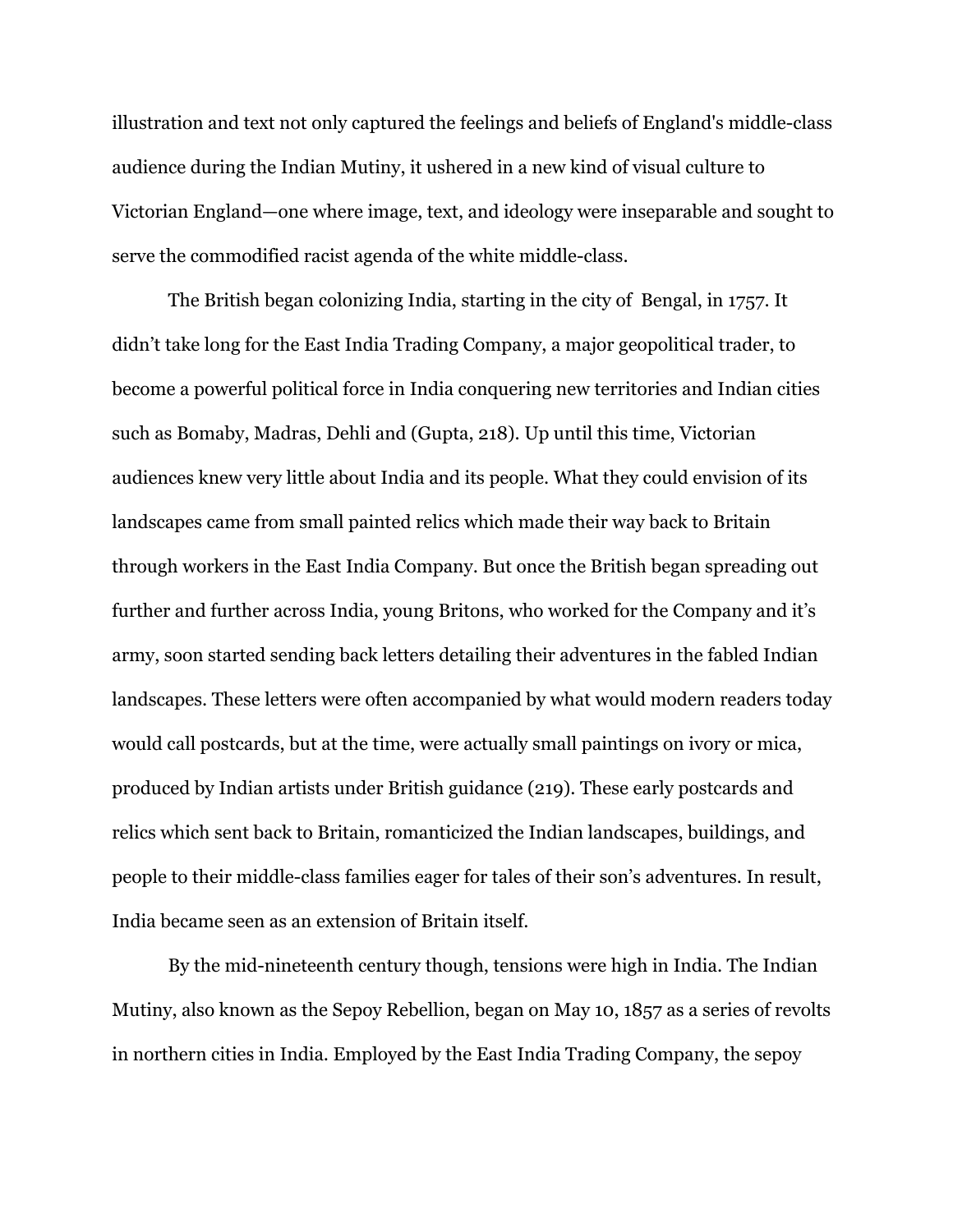illustration and text not only captured the feelings and beliefs of England's middle-class audience during the Indian Mutiny, it ushered in a new kind of visual culture to Victorian England—one where image, text, and ideology were inseparable and sought to serve the commodified racist agenda of the white middle-class.

The British began colonizing India, starting in the city of  Bengal, in 1757. It didn't take long for the East India Trading Company, a major geopolitical trader, to become a powerful political force in India conquering new territories and Indian cities such as Bomaby, Madras, Dehli and (Gupta, 218). Up until this time, Victorian audiences knew very little about India and its people. What they could envision of its landscapes came from small painted relics which made their way back to Britain through workers in the East India Company. But once the British began spreading out further and further across India, young Britons, who worked for the Company and it's army, soon started sending back letters detailing their adventures in the fabled Indian landscapes. These letters were often accompanied by what would modern readers today would call postcards, but at the time, were actually small paintings on ivory or mica, produced by Indian artists under British guidance (219). These early postcards and relics which sent back to Britain, romanticized the Indian landscapes, buildings, and people to their middle-class families eager for tales of their son's adventures. In result, India became seen as an extension of Britain itself.

By the mid-nineteenth century though, tensions were high in India. The Indian Mutiny, also known as the Sepoy Rebellion, began on May 10, 1857 as a series of revolts in northern cities in India. Employed by the East India Trading Company, the sepoy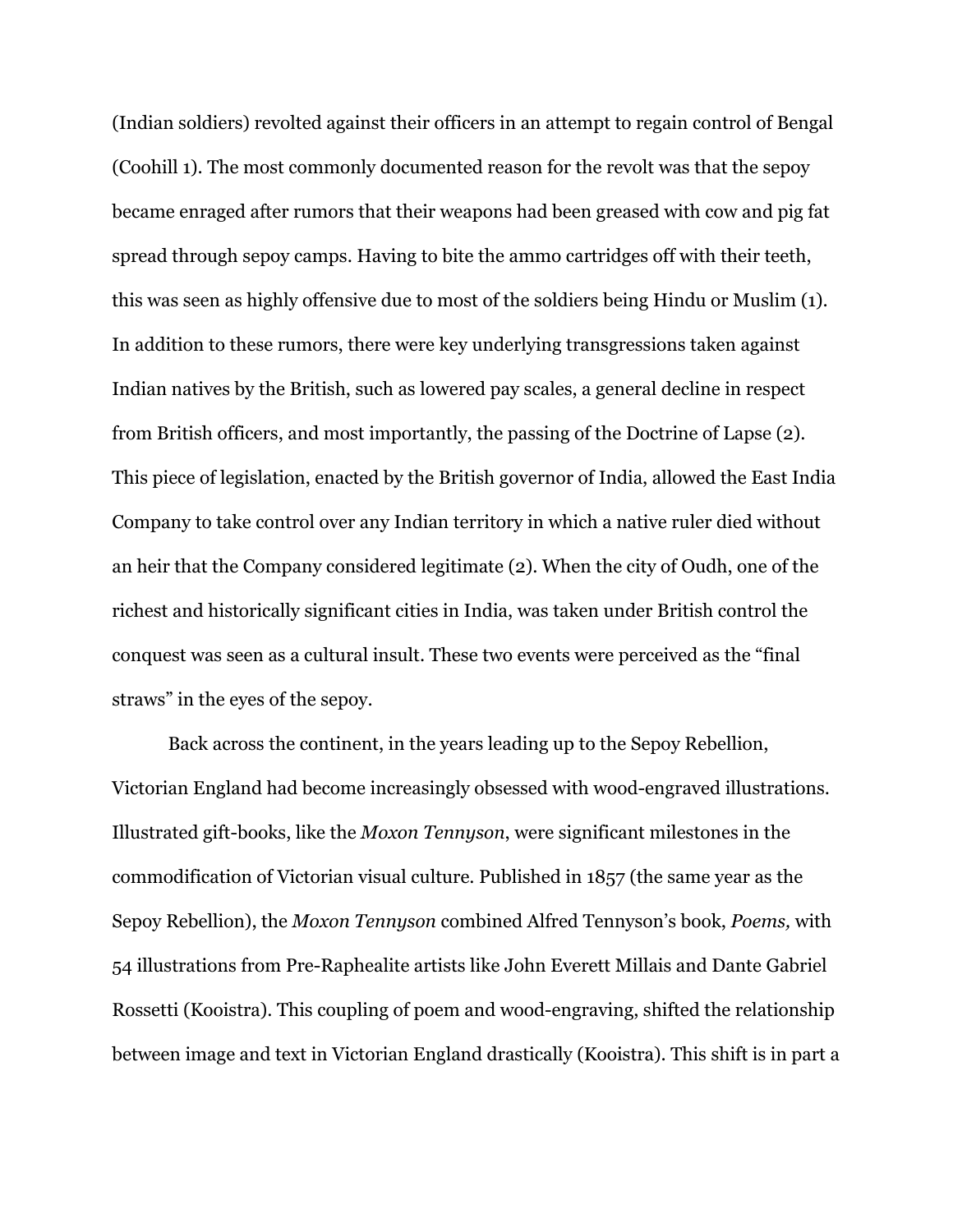(Indian soldiers) revolted against their officers in an attempt to regain control of Bengal (Coohill 1). The most commonly documented reason for the revolt was that the sepoy became enraged after rumors that their weapons had been greased with cow and pig fat spread through sepoy camps. Having to bite the ammo cartridges off with their teeth, this was seen as highly offensive due to most of the soldiers being Hindu or Muslim (1). In addition to these rumors, there were key underlying transgressions taken against Indian natives by the British, such as lowered pay scales, a general decline in respect from British officers, and most importantly, the passing of the Doctrine of Lapse (2). This piece of legislation, enacted by the British governor of India, allowed the East India Company to take control over any Indian territory in which a native ruler died without an heir that the Company considered legitimate (2). When the city of Oudh, one of the richest and historically significant cities in India, was taken under British control the conquest was seen as a cultural insult. These two events were perceived as the "final straws" in the eyes of the sepoy.

Back across the continent, in the years leading up to the Sepoy Rebellion, Victorian England had become increasingly obsessed with wood-engraved illustrations. Illustrated gift-books, like the *Moxon Tennyson*, were significant milestones in the commodification of Victorian visual culture. Published in 1857 (the same year as the Sepoy Rebellion), the *Moxon Tennyson* combined Alfred Tennyson's book, *Poems,* with 54 illustrations from Pre-Raphealite artists like John Everett Millais and Dante Gabriel Rossetti (Kooistra). This coupling of poem and wood-engraving, shifted the relationship between image and text in Victorian England drastically (Kooistra). This shift is in part a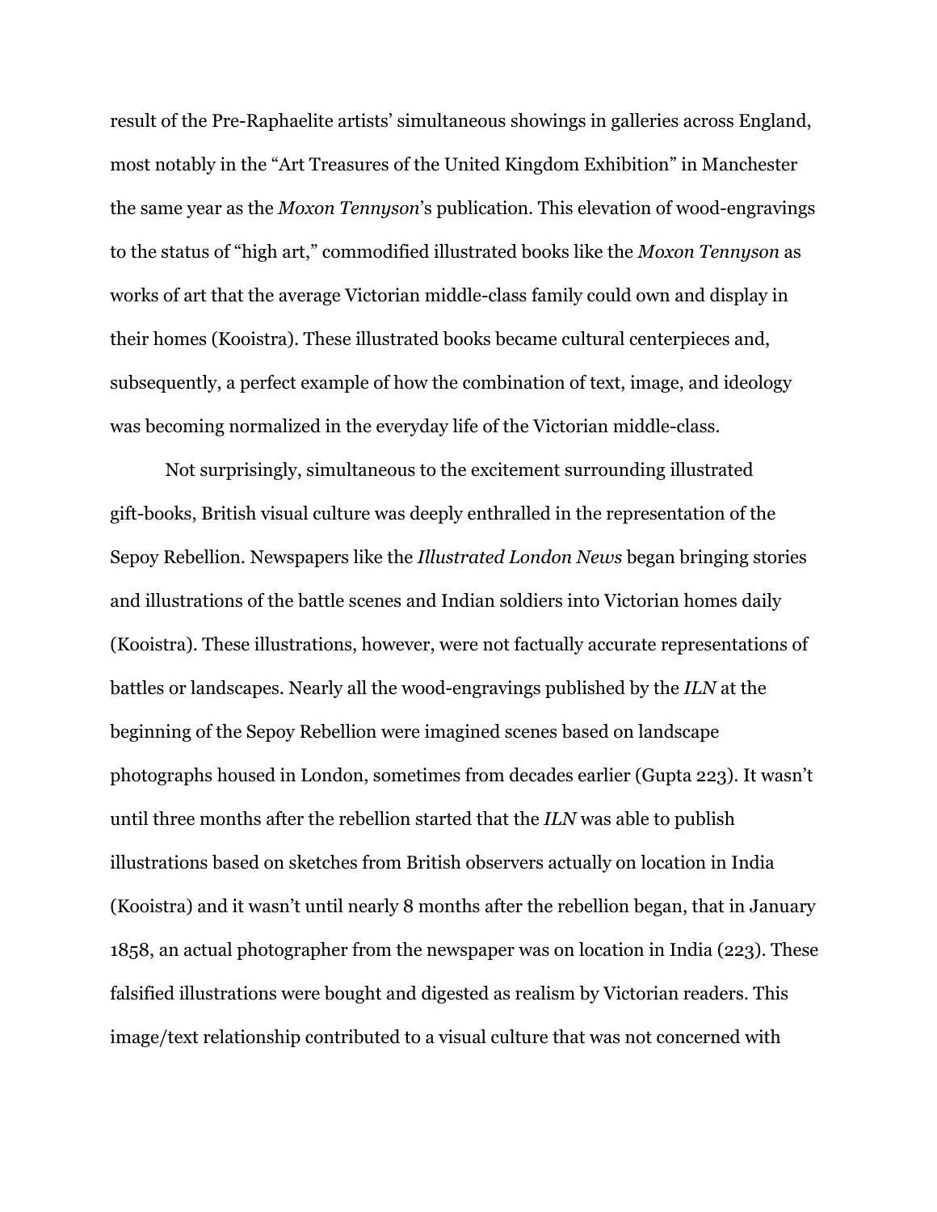result of the Pre-Raphaelite artists' simultaneous showings in galleries across England, most notably in the "Art Treasures of the United Kingdom Exhibition" in Manchester the same year as the *Moxon Tennyson*'s publication. This elevation of wood-engravings to the status of "high art," commodified illustrated books like the *Moxon Tennyson* as works of art that the average Victorian middle-class family could own and display in their homes (Kooistra). These illustrated books became cultural centerpieces and, subsequently, a perfect example of how the combination of text, image, and ideology was becoming normalized in the everyday life of the Victorian middle-class.

Not surprisingly, simultaneous to the excitement surrounding illustrated gift-books, British visual culture was deeply enthralled in the representation of the Sepoy Rebellion. Newspapers like the *Illustrated London News* began bringing stories and illustrations of the battle scenes and Indian soldiers into Victorian homes daily (Kooistra). These illustrations, however, were not factually accurate representations of battles or landscapes. Nearly all the wood-engravings published by the *ILN* at the beginning of the Sepoy Rebellion were imagined scenes based on landscape photographs housed in London, sometimes from decades earlier (Gupta 223). It wasn't until three months after the rebellion started that the *ILN* was able to publish illustrations based on sketches from British observers actually on location in India (Kooistra) and it wasn't until nearly 8 months after the rebellion began, that in January 1858, an actual photographer from the newspaper was on location in India (223). These falsified illustrations were bought and digested as realism by Victorian readers. This image/text relationship contributed to a visual culture that was not concerned with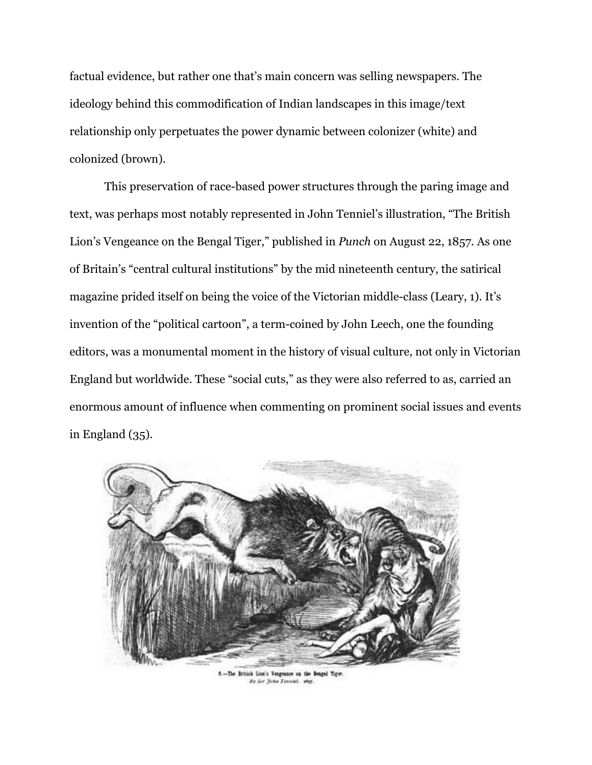factual evidence, but rather one that's main concern was selling newspapers. The ideology behind this commodification of Indian landscapes in this image/text relationship only perpetuates the power dynamic between colonizer (white) and colonized (brown).

This preservation of race-based power structures through the paring image and text, was perhaps most notably represented in John Tenniel's illustration, "The British Lion's Vengeance on the Bengal Tiger," published in *Punch* on August 22, 1857. As one of Britain's "central cultural institutions" by the mid nineteenth century, the satirical magazine prided itself on being the voice of the Victorian middle-class (Leary, 1). It's invention of the "political cartoon", a term-coined by John Leech, one the founding editors, was a monumental moment in the history of visual culture, not only in Victorian England but worldwide. These "social cuts," as they were also referred to as, carried an enormous amount of influence when commenting on prominent social issues and events in England (35).

8.—The British Lion's Vengeance on the Bengal Tiger.
*By Sir John Tenniel. 1857.*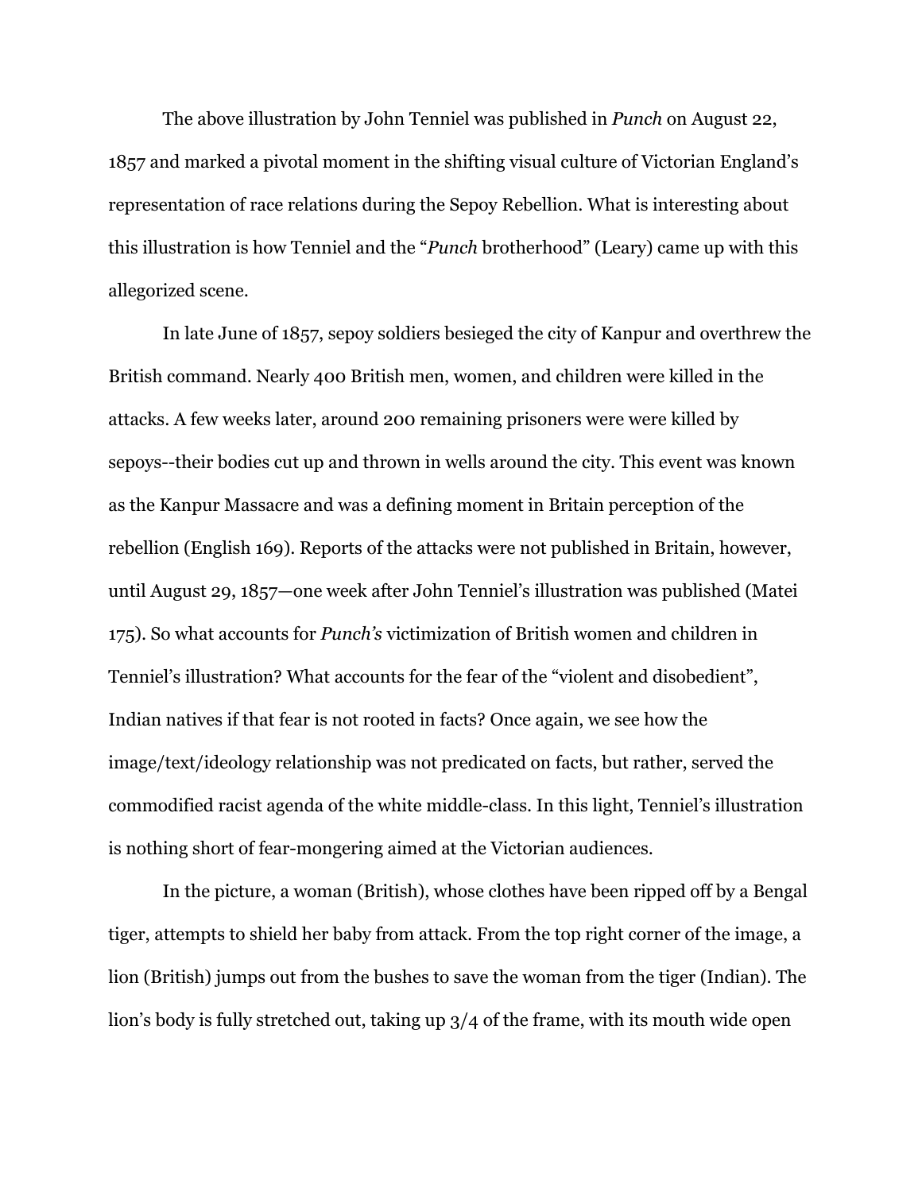The above illustration by John Tenniel was published in *Punch* on August 22, 1857 and marked a pivotal moment in the shifting visual culture of Victorian England's representation of race relations during the Sepoy Rebellion. What is interesting about this illustration is how Tenniel and the "*Punch* brotherhood" (Leary) came up with this allegorized scene.

In late June of 1857, sepoy soldiers besieged the city of Kanpur and overthrew the British command. Nearly 400 British men, women, and children were killed in the attacks. A few weeks later, around 200 remaining prisoners were were killed by sepoys--their bodies cut up and thrown in wells around the city. This event was known as the Kanpur Massacre and was a defining moment in Britain perception of the rebellion (English 169). Reports of the attacks were not published in Britain, however, until August 29, 1857—one week after John Tenniel's illustration was published (Matei 175). So what accounts for *Punch's* victimization of British women and children in Tenniel's illustration? What accounts for the fear of the "violent and disobedient", Indian natives if that fear is not rooted in facts? Once again, we see how the image/text/ideology relationship was not predicated on facts, but rather, served the commodified racist agenda of the white middle-class. In this light, Tenniel's illustration is nothing short of fear-mongering aimed at the Victorian audiences.

In the picture, a woman (British), whose clothes have been ripped off by a Bengal tiger, attempts to shield her baby from attack. From the top right corner of the image, a lion (British) jumps out from the bushes to save the woman from the tiger (Indian). The lion's body is fully stretched out, taking up 3/4 of the frame, with its mouth wide open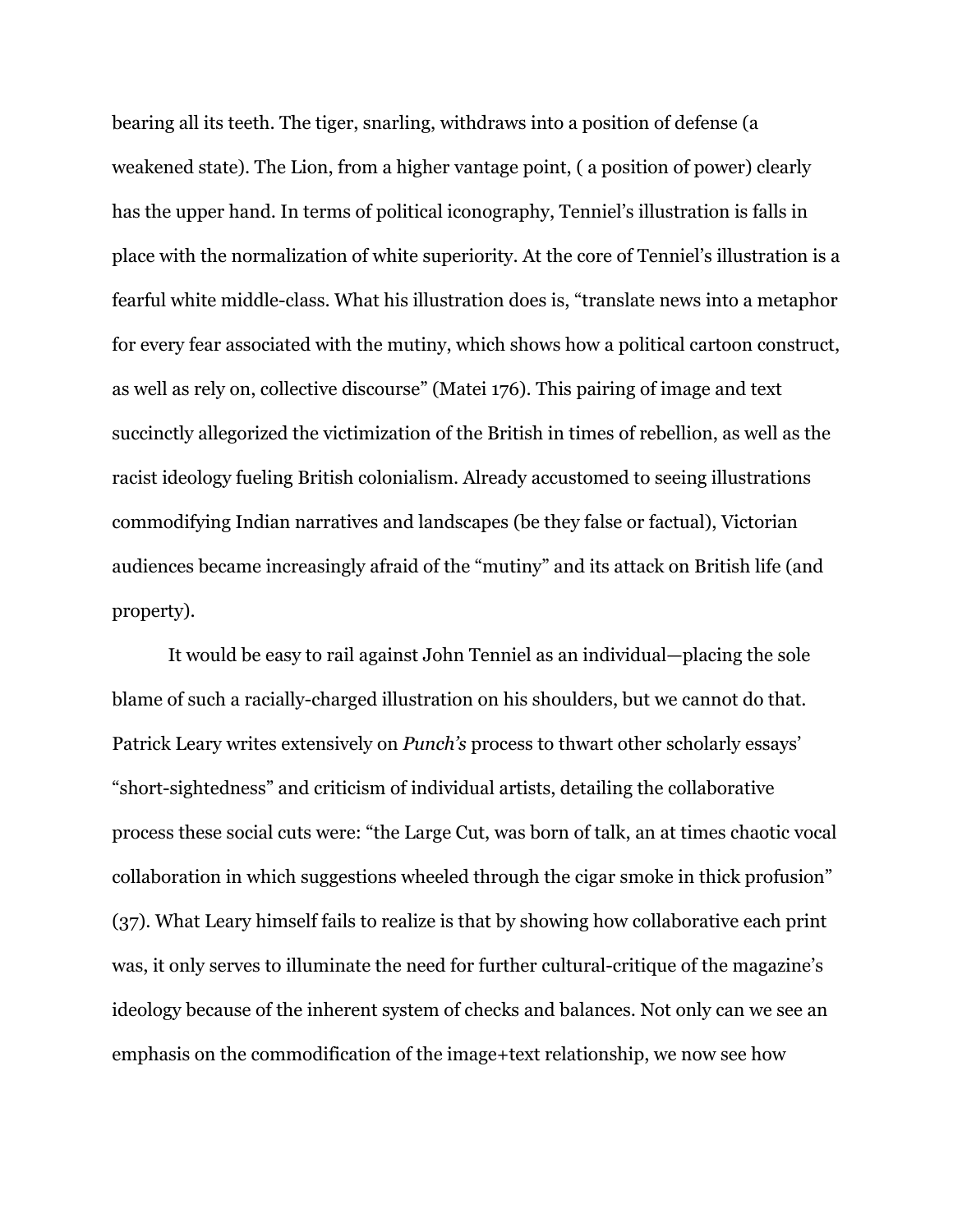bearing all its teeth. The tiger, snarling, withdraws into a position of defense (a weakened state). The Lion, from a higher vantage point, ( a position of power) clearly has the upper hand. In terms of political iconography, Tenniel's illustration is falls in place with the normalization of white superiority. At the core of Tenniel's illustration is a fearful white middle-class. What his illustration does is, "translate news into a metaphor for every fear associated with the mutiny, which shows how a political cartoon construct, as well as rely on, collective discourse" (Matei 176). This pairing of image and text succinctly allegorized the victimization of the British in times of rebellion, as well as the racist ideology fueling British colonialism. Already accustomed to seeing illustrations commodifying Indian narratives and landscapes (be they false or factual), Victorian audiences became increasingly afraid of the "mutiny" and its attack on British life (and property).

It would be easy to rail against John Tenniel as an individual—placing the sole blame of such a racially-charged illustration on his shoulders, but we cannot do that. Patrick Leary writes extensively on *Punch's* process to thwart other scholarly essays' "short-sightedness" and criticism of individual artists, detailing the collaborative process these social cuts were: "the Large Cut, was born of talk, an at times chaotic vocal collaboration in which suggestions wheeled through the cigar smoke in thick profusion" (37). What Leary himself fails to realize is that by showing how collaborative each print was, it only serves to illuminate the need for further cultural-critique of the magazine's ideology because of the inherent system of checks and balances. Not only can we see an emphasis on the commodification of the image+text relationship, we now see how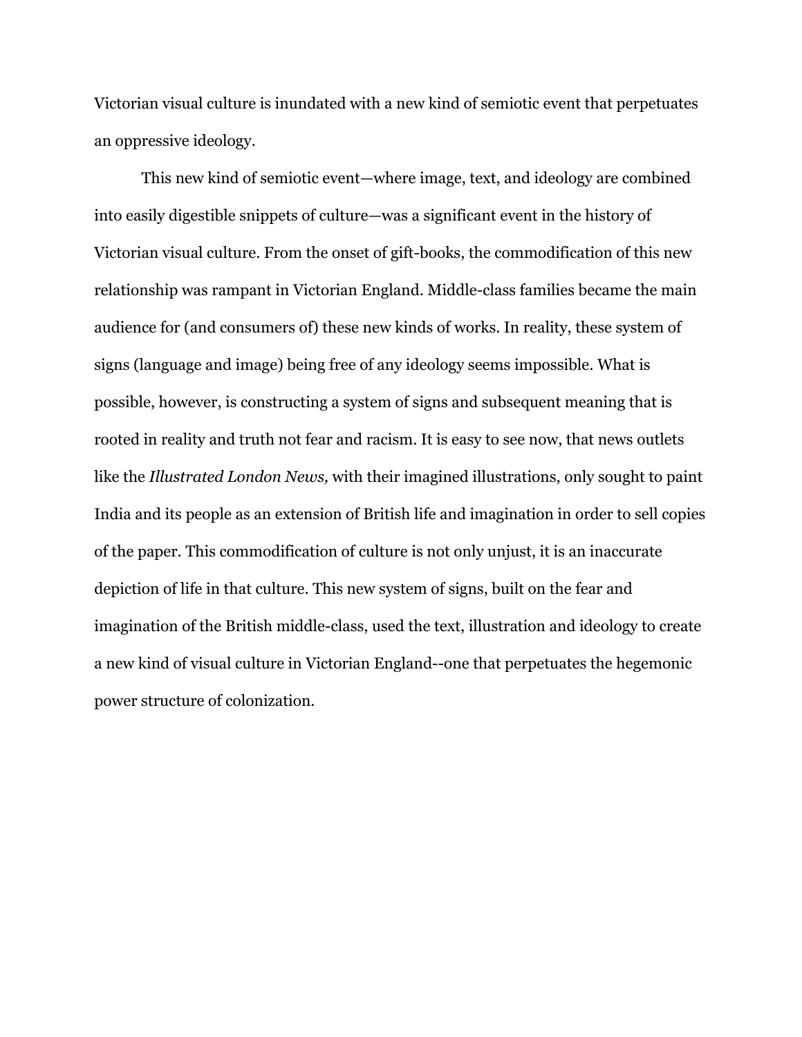Victorian visual culture is inundated with a new kind of semiotic event that perpetuates an oppressive ideology.

This new kind of semiotic event—where image, text, and ideology are combined into easily digestible snippets of culture—was a significant event in the history of Victorian visual culture. From the onset of gift-books, the commodification of this new relationship was rampant in Victorian England. Middle-class families became the main audience for (and consumers of) these new kinds of works. In reality, these system of signs (language and image) being free of any ideology seems impossible. What is possible, however, is constructing a system of signs and subsequent meaning that is rooted in reality and truth not fear and racism. It is easy to see now, that news outlets like the *Illustrated London News,* with their imagined illustrations, only sought to paint India and its people as an extension of British life and imagination in order to sell copies of the paper. This commodification of culture is not only unjust, it is an inaccurate depiction of life in that culture. This new system of signs, built on the fear and imagination of the British middle-class, used the text, illustration and ideology to create a new kind of visual culture in Victorian England--one that perpetuates the hegemonic power structure of colonization.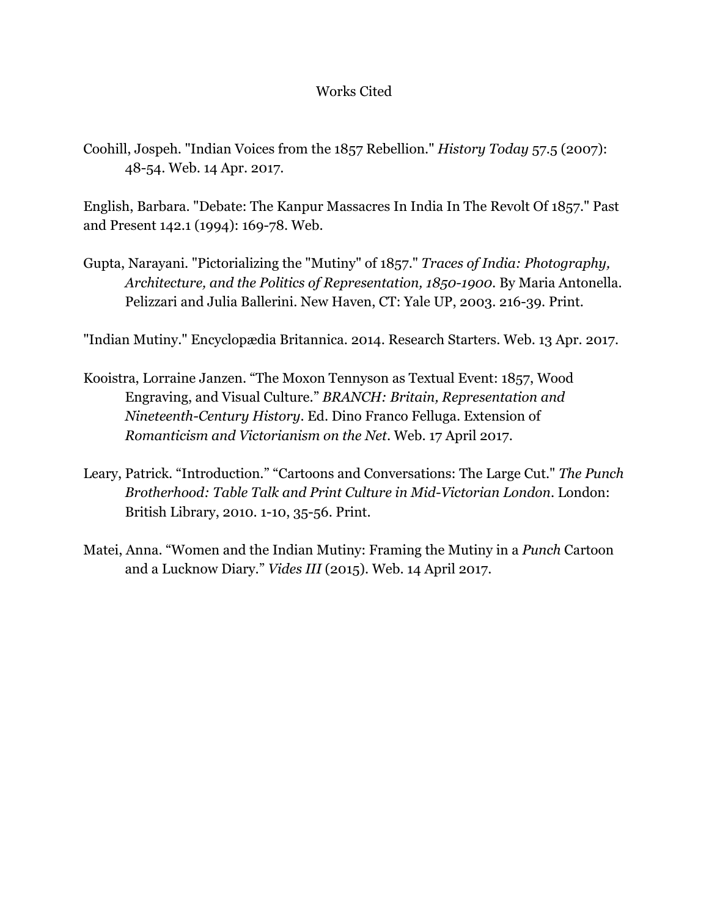# Works Cited

Coohill, Jospeh. "Indian Voices from the 1857 Rebellion." *History Today* 57.5 (2007): 48-54. Web. 14 Apr. 2017.

English, Barbara. "Debate: The Kanpur Massacres In India In The Revolt Of 1857." Past and Present 142.1 (1994): 169-78. Web.

Gupta, Narayani. "Pictorializing the "Mutiny" of 1857." *Traces of India: Photography, Architecture, and the Politics of Representation, 1850-1900*. By Maria Antonella. Pelizzari and Julia Ballerini. New Haven, CT: Yale UP, 2003. 216-39. Print.

"Indian Mutiny." Encyclopædia Britannica. 2014. Research Starters. Web. 13 Apr. 2017.

Kooistra, Lorraine Janzen. "The Moxon Tennyson as Textual Event: 1857, Wood Engraving, and Visual Culture." *BRANCH: Britain, Representation and Nineteenth-Century History*. Ed. Dino Franco Felluga. Extension of *Romanticism and Victorianism on the Net*. Web. 17 April 2017.

Leary, Patrick. "Introduction." "Cartoons and Conversations: The Large Cut." *The Punch Brotherhood: Table Talk and Print Culture in Mid-Victorian London*. London: British Library, 2010. 1-10, 35-56. Print.

Matei, Anna. "Women and the Indian Mutiny: Framing the Mutiny in a *Punch* Cartoon and a Lucknow Diary." *Vides III* (2015). Web. 14 April 2017.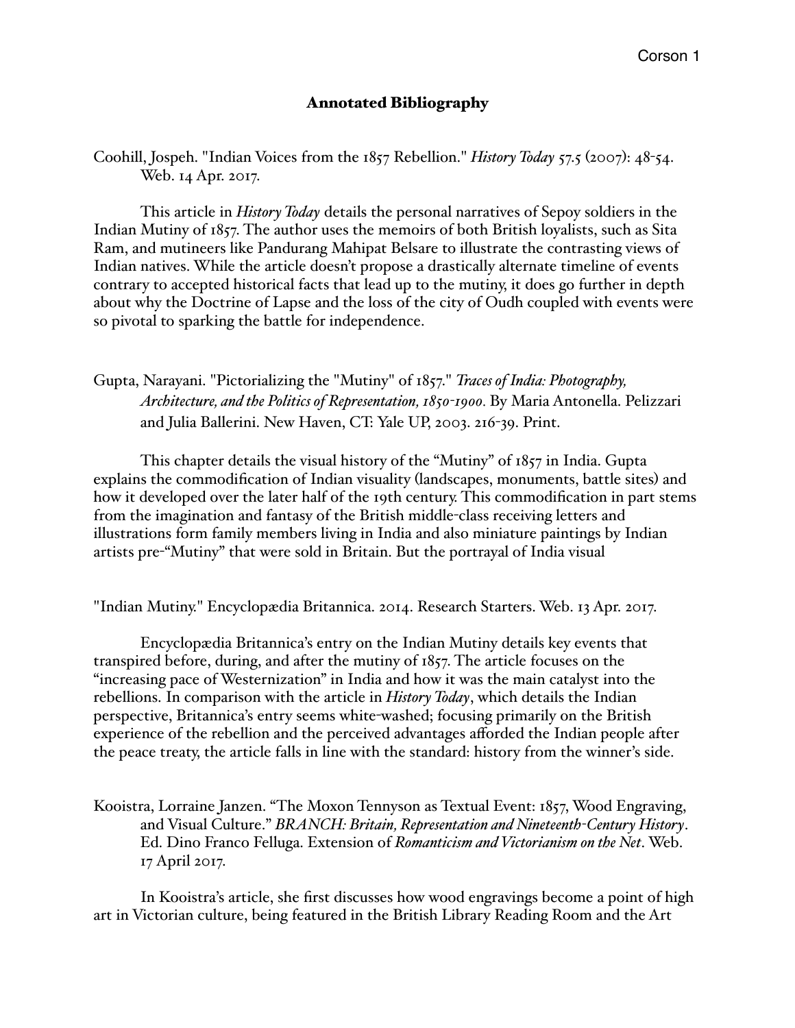# Annotated Bibliography

Coohill, Jospeh. "Indian Voices from the 1857 Rebellion." *History Today* 57.5 (2007): 48-54. Web. 14 Apr. 2017.

This article in *History Today* details the personal narratives of Sepoy soldiers in the Indian Mutiny of 1857. The author uses the memoirs of both British loyalists, such as Sita Ram, and mutineers like Pandurang Mahipat Belsare to illustrate the contrasting views of Indian natives. While the article doesn't propose a drastically alternate timeline of events contrary to accepted historical facts that lead up to the mutiny, it does go further in depth about why the Doctrine of Lapse and the loss of the city of Oudh coupled with events were so pivotal to sparking the battle for independence.

Gupta, Narayani. "Pictorializing the "Mutiny" of 1857." *Traces of India: Photography, Architecture, and the Politics of Representation, 1850-1900.* By Maria Antonella. Pelizzari and Julia Ballerini. New Haven, CT: Yale UP, 2003. 216-39. Print.

This chapter details the visual history of the "Mutiny" of 1857 in India. Gupta explains the commodification of Indian visuality (landscapes, monuments, battle sites) and how it developed over the later half of the 19th century. This commodification in part stems from the imagination and fantasy of the British middle-class receiving letters and illustrations form family members living in India and also miniature paintings by Indian artists pre-"Mutiny" that were sold in Britain. But the portrayal of India visual

"Indian Mutiny." Encyclopædia Britannica. 2014. Research Starters. Web. 13 Apr. 2017.

Encyclopædia Britannica's entry on the Indian Mutiny details key events that transpired before, during, and after the mutiny of 1857. The article focuses on the "increasing pace of Westernization" in India and how it was the main catalyst into the rebellions. In comparison with the article in *History Today*, which details the Indian perspective, Britannica's entry seems white-washed; focusing primarily on the British experience of the rebellion and the perceived advantages afforded the Indian people after the peace treaty, the article falls in line with the standard: history from the winner's side.

Kooistra, Lorraine Janzen. "The Moxon Tennyson as Textual Event: 1857, Wood Engraving, and Visual Culture." *BRANCH: Britain, Representation and Nineteenth-Century History*. Ed. Dino Franco Felluga. Extension of *Romanticism and Victorianism on the Net*. Web. 17 April 2017.

In Kooistra's article, she first discusses how wood engravings become a point of high art in Victorian culture, being featured in the British Library Reading Room and the Art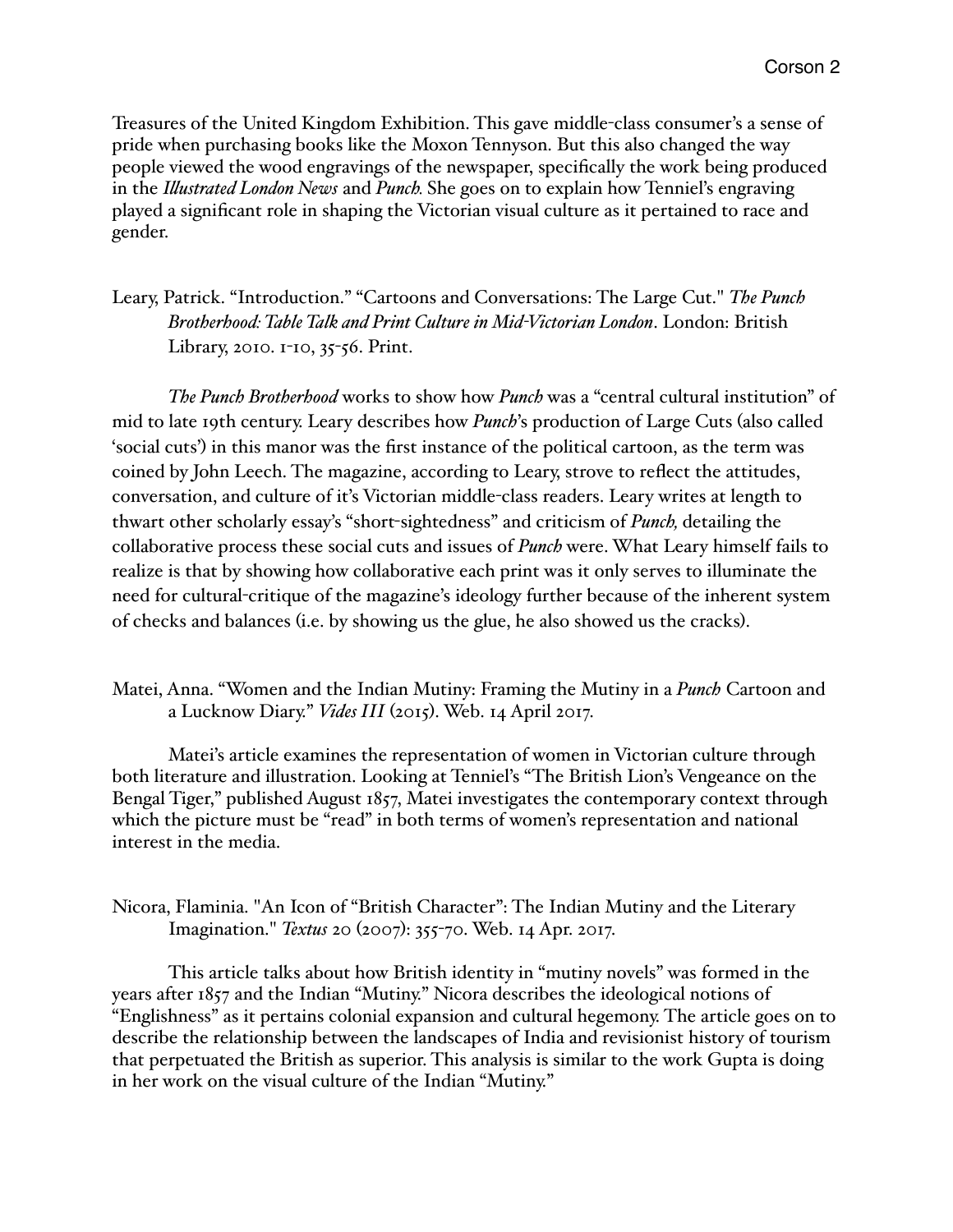Treasures of the United Kingdom Exhibition. This gave middle-class consumer's a sense of pride when purchasing books like the Moxon Tennyson. But this also changed the way people viewed the wood engravings of the newspaper, specifically the work being produced in the *Illustrated London News* and *Punch.* She goes on to explain how Tenniel's engraving played a significant role in shaping the Victorian visual culture as it pertained to race and gender.

Leary, Patrick. "Introduction." "Cartoons and Conversations: The Large Cut." *The Punch Brotherhood: Table Talk and Print Culture in Mid-Victorian London*. London: British Library, 2010. 1-10, 35-56. Print.

*The Punch Brotherhood* works to show how *Punch* was a "central cultural institution" of mid to late 19th century. Leary describes how *Punch*'s production of Large Cuts (also called 'social cuts') in this manor was the first instance of the political cartoon, as the term was coined by John Leech. The magazine, according to Leary, strove to reflect the attitudes, conversation, and culture of it's Victorian middle-class readers. Leary writes at length to thwart other scholarly essay's "short-sightedness" and criticism of *Punch,* detailing the collaborative process these social cuts and issues of *Punch* were. What Leary himself fails to realize is that by showing how collaborative each print was it only serves to illuminate the need for cultural-critique of the magazine's ideology further because of the inherent system of checks and balances (i.e. by showing us the glue, he also showed us the cracks).

Matei, Anna. "Women and the Indian Mutiny: Framing the Mutiny in a *Punch* Cartoon and a Lucknow Diary." *Vides III* (2015). Web. 14 April 2017.

Matei's article examines the representation of women in Victorian culture through both literature and illustration. Looking at Tenniel's "The British Lion's Vengeance on the Bengal Tiger," published August 1857, Matei investigates the contemporary context through which the picture must be "read" in both terms of women's representation and national interest in the media.

Nicora, Flaminia. "An Icon of "British Character": The Indian Mutiny and the Literary Imagination." *Textus* 20 (2007): 355-70. Web. 14 Apr. 2017.

This article talks about how British identity in "mutiny novels" was formed in the years after 1857 and the Indian "Mutiny." Nicora describes the ideological notions of "Englishness" as it pertains colonial expansion and cultural hegemony. The article goes on to describe the relationship between the landscapes of India and revisionist history of tourism that perpetuated the British as superior. This analysis is similar to the work Gupta is doing in her work on the visual culture of the Indian "Mutiny."